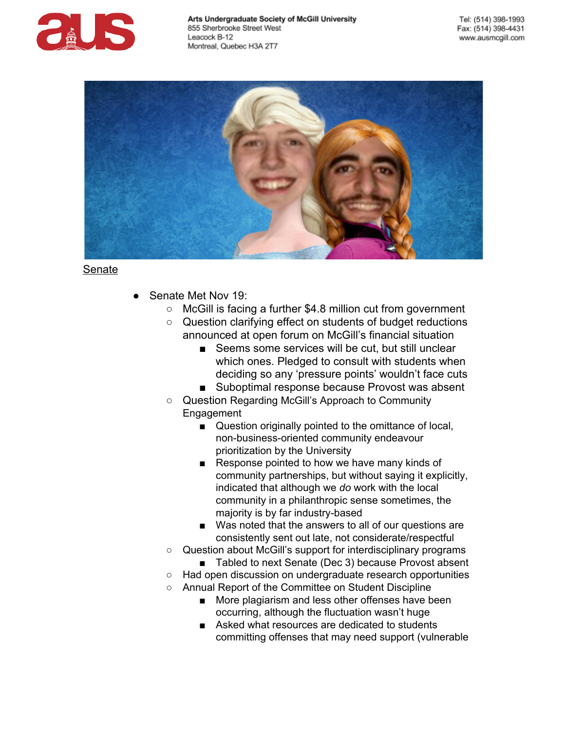Arts Undergraduate Society of McGill University
855 Sherbrooke Street West
Leacock B-12
Montreal, Quebec H3A 2T7

Tel: (514) 398-1993
Fax: (514) 398-4431
www.ausmcgill.com

## Senate

- Senate Met Nov 19:
  - McGill is facing a further $4.8 million cut from government
  - Question clarifying effect on students of budget reductions announced at open forum on McGill's financial situation
    - Seems some services will be cut, but still unclear which ones. Pledged to consult with students when deciding so any 'pressure points' wouldn't face cuts
    - Suboptimal response because Provost was absent
  - Question Regarding McGill's Approach to Community Engagement
    - Question originally pointed to the omittance of local, non-business-oriented community endeavour prioritization by the University
    - Response pointed to how we have many kinds of community partnerships, but without saying it explicitly, indicated that although we *do* work with the local community in a philanthropic sense sometimes, the majority is by far industry-based
    - Was noted that the answers to all of our questions are consistently sent out late, not considerate/respectful
  - Question about McGill's support for interdisciplinary programs
    - Tabled to next Senate (Dec 3) because Provost absent
  - Had open discussion on undergraduate research opportunities
  - Annual Report of the Committee on Student Discipline
    - More plagiarism and less other offenses have been occurring, although the fluctuation wasn't huge
    - Asked what resources are dedicated to students committing offenses that may need support (vulnerable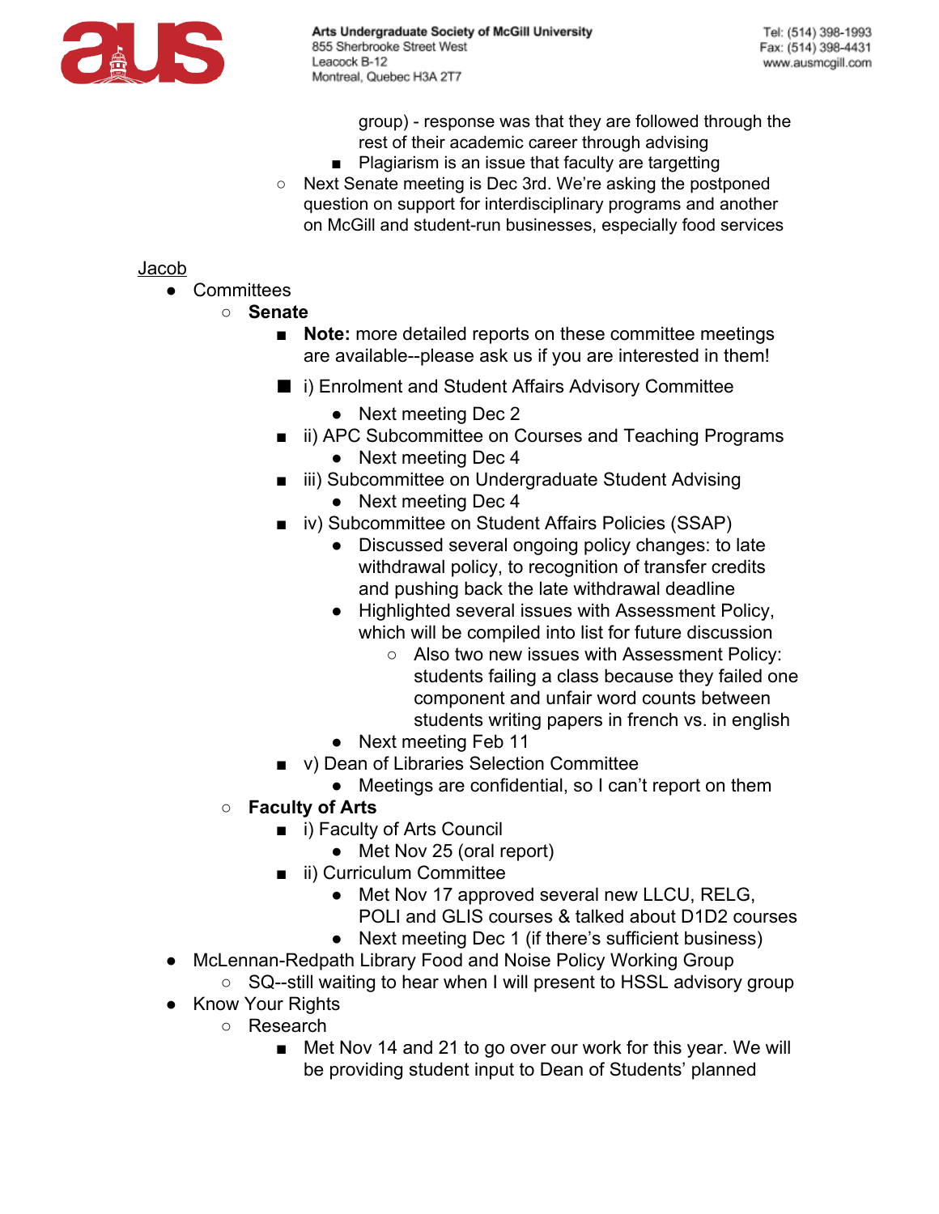group) - response was that they are followed through the rest of their academic career through advising
    - Plagiarism is an issue that faculty are targetting
  - Next Senate meeting is Dec 3rd. We're asking the postponed question on support for interdisciplinary programs and another on McGill and student-run businesses, especially food services

<u>Jacob</u>

- Committees
  - **Senate**
    - **Note:** more detailed reports on these committee meetings are available--please ask us if you are interested in them!
    - i) Enrolment and Student Affairs Advisory Committee
      - Next meeting Dec 2
    - ii) APC Subcommittee on Courses and Teaching Programs
      - Next meeting Dec 4
    - iii) Subcommittee on Undergraduate Student Advising
      - Next meeting Dec 4
    - iv) Subcommittee on Student Affairs Policies (SSAP)
      - Discussed several ongoing policy changes: to late withdrawal policy, to recognition of transfer credits and pushing back the late withdrawal deadline
      - Highlighted several issues with Assessment Policy, which will be compiled into list for future discussion
        - Also two new issues with Assessment Policy: students failing a class because they failed one component and unfair word counts between students writing papers in french vs. in english
      - Next meeting Feb 11
    - v) Dean of Libraries Selection Committee
      - Meetings are confidential, so I can't report on them
  - **Faculty of Arts**
    - i) Faculty of Arts Council
      - Met Nov 25 (oral report)
    - ii) Curriculum Committee
      - Met Nov 17 approved several new LLCU, RELG, POLI and GLIS courses & talked about D1D2 courses
      - Next meeting Dec 1 (if there's sufficient business)
- McLennan-Redpath Library Food and Noise Policy Working Group
  - SQ--still waiting to hear when I will present to HSSL advisory group
- Know Your Rights
  - Research
    - Met Nov 14 and 21 to go over our work for this year. We will be providing student input to Dean of Students' planned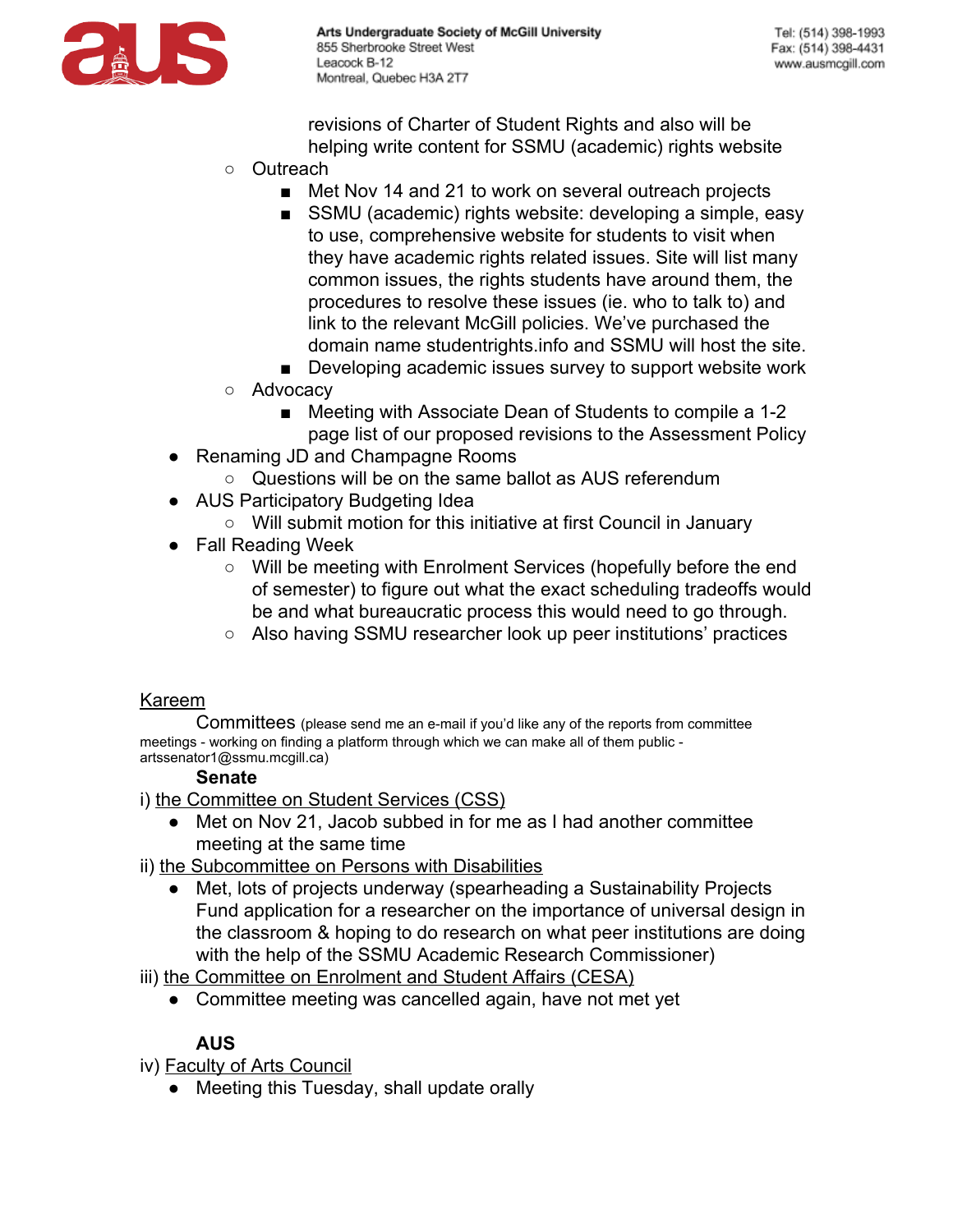revisions of Charter of Student Rights and also will be helping write content for SSMU (academic) rights website

- Outreach
  - Met Nov 14 and 21 to work on several outreach projects
  - SSMU (academic) rights website: developing a simple, easy to use, comprehensive website for students to visit when they have academic rights related issues. Site will list many common issues, the rights students have around them, the procedures to resolve these issues (ie. who to talk to) and link to the relevant McGill policies. We've purchased the domain name studentrights.info and SSMU will host the site.
  - Developing academic issues survey to support website work
- Advocacy
  - Meeting with Associate Dean of Students to compile a 1-2 page list of our proposed revisions to the Assessment Policy

- Renaming JD and Champagne Rooms
  - Questions will be on the same ballot as AUS referendum
- AUS Participatory Budgeting Idea
  - Will submit motion for this initiative at first Council in January
- Fall Reading Week
  - Will be meeting with Enrolment Services (hopefully before the end of semester) to figure out what the exact scheduling tradeoffs would be and what bureaucratic process this would need to go through.
  - Also having SSMU researcher look up peer institutions' practices

Kareem

Committees (please send me an e-mail if you'd like any of the reports from committee meetings - working on finding a platform through which we can make all of them public - artssenator1@ssmu.mcgill.ca)

**Senate**

i) the Committee on Student Services (CSS)

- Met on Nov 21, Jacob subbed in for me as I had another committee meeting at the same time

ii) the Subcommittee on Persons with Disabilities

- Met, lots of projects underway (spearheading a Sustainability Projects Fund application for a researcher on the importance of universal design in the classroom & hoping to do research on what peer institutions are doing with the help of the SSMU Academic Research Commissioner)

iii) the Committee on Enrolment and Student Affairs (CESA)

- Committee meeting was cancelled again, have not met yet

**AUS**

iv) Faculty of Arts Council

- Meeting this Tuesday, shall update orally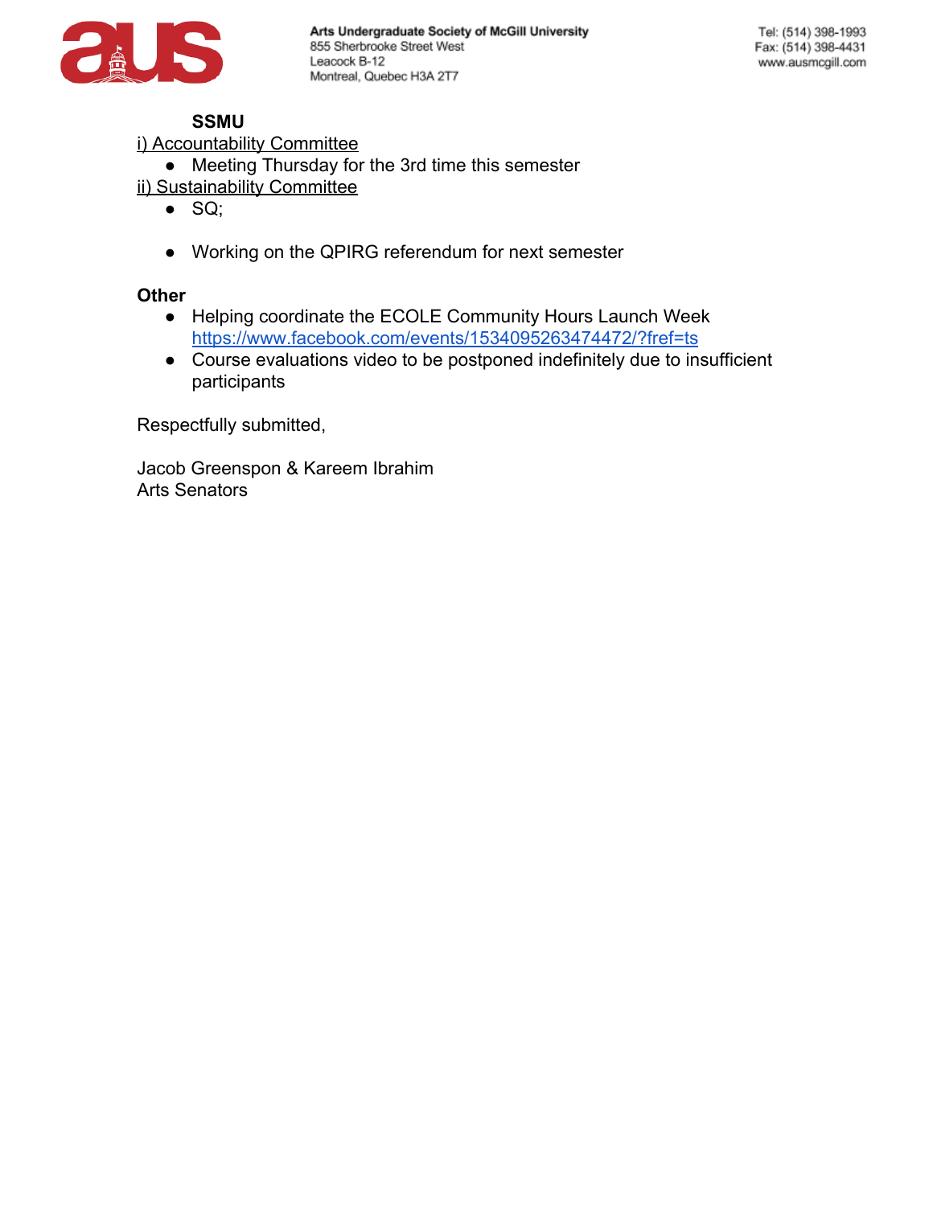**SSMU**

i) Accountability Committee

- Meeting Thursday for the 3rd time this semester

ii) Sustainability Committee

- SQ;

- Working on the QPIRG referendum for next semester

**Other**

- Helping coordinate the ECOLE Community Hours Launch Week https://www.facebook.com/events/1534095263474472/?fref=ts
- Course evaluations video to be postponed indefinitely due to insufficient participants

Respectfully submitted,

Jacob Greenspon & Kareem Ibrahim
Arts Senators